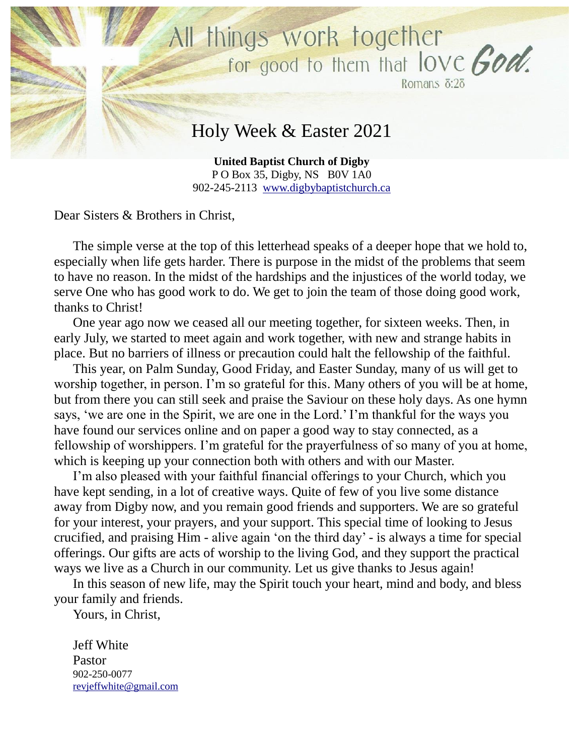All things work together for good to them that love God.

Romans 8:28

# Holy Week & Easter 2021

**United Baptist Church of Digby**
P O Box 35, Digby, NS B0V 1A0
902-245-2113 www.digbybaptistchurch.ca

Dear Sisters & Brothers in Christ,

The simple verse at the top of this letterhead speaks of a deeper hope that we hold to, especially when life gets harder. There is purpose in the midst of the problems that seem to have no reason. In the midst of the hardships and the injustices of the world today, we serve One who has good work to do. We get to join the team of those doing good work, thanks to Christ!

One year ago now we ceased all our meeting together, for sixteen weeks. Then, in early July, we started to meet again and work together, with new and strange habits in place. But no barriers of illness or precaution could halt the fellowship of the faithful.

This year, on Palm Sunday, Good Friday, and Easter Sunday, many of us will get to worship together, in person. I'm so grateful for this. Many others of you will be at home, but from there you can still seek and praise the Saviour on these holy days. As one hymn says, 'we are one in the Spirit, we are one in the Lord.' I'm thankful for the ways you have found our services online and on paper a good way to stay connected, as a fellowship of worshippers. I'm grateful for the prayerfulness of so many of you at home, which is keeping up your connection both with others and with our Master.

I'm also pleased with your faithful financial offerings to your Church, which you have kept sending, in a lot of creative ways. Quite of few of you live some distance away from Digby now, and you remain good friends and supporters. We are so grateful for your interest, your prayers, and your support. This special time of looking to Jesus crucified, and praising Him - alive again 'on the third day' - is always a time for special offerings. Our gifts are acts of worship to the living God, and they support the practical ways we live as a Church in our community. Let us give thanks to Jesus again!

In this season of new life, may the Spirit touch your heart, mind and body, and bless your family and friends.

Yours, in Christ,

Jeff White
Pastor
902-250-0077
revjeffwhite@gmail.com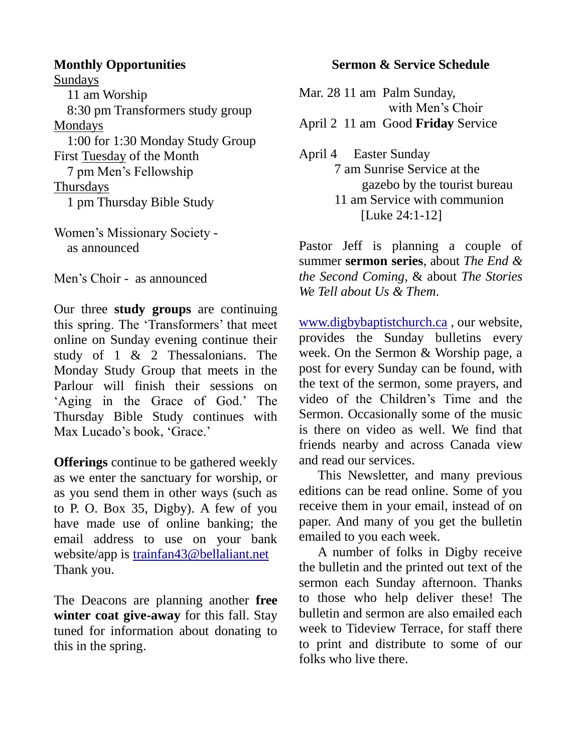**Monthly Opportunities**

Sundays

11 am Worship

8:30 pm Transformers study group

Mondays

1:00 for 1:30 Monday Study Group

First Tuesday of the Month

7 pm Men's Fellowship

Thursdays

1 pm Thursday Bible Study

Women's Missionary Society - as announced

Men's Choir - as announced

Our three **study groups** are continuing this spring. The 'Transformers' that meet online on Sunday evening continue their study of 1 & 2 Thessalonians. The Monday Study Group that meets in the Parlour will finish their sessions on 'Aging in the Grace of God.' The Thursday Bible Study continues with Max Lucado's book, 'Grace.'

**Offerings** continue to be gathered weekly as we enter the sanctuary for worship, or as you send them in other ways (such as to P. O. Box 35, Digby). A few of you have made use of online banking; the email address to use on your bank website/app is trainfan43@bellaliant.net Thank you.

The Deacons are planning another **free winter coat give-away** for this fall. Stay tuned for information about donating to this in the spring.

**Sermon & Service Schedule**

Mar. 28 11 am Palm Sunday, with Men's Choir

April 2 11 am Good **Friday** Service

April 4 Easter Sunday

7 am Sunrise Service at the gazebo by the tourist bureau

11 am Service with communion [Luke 24:1-12]

Pastor Jeff is planning a couple of summer **sermon series**, about *The End & the Second Coming*, & about *The Stories We Tell about Us & Them*.

www.digbybaptistchurch.ca , our website, provides the Sunday bulletins every week. On the Sermon & Worship page, a post for every Sunday can be found, with the text of the sermon, some prayers, and video of the Children's Time and the Sermon. Occasionally some of the music is there on video as well. We find that friends nearby and across Canada view and read our services.

This Newsletter, and many previous editions can be read online. Some of you receive them in your email, instead of on paper. And many of you get the bulletin emailed to you each week.

A number of folks in Digby receive the bulletin and the printed out text of the sermon each Sunday afternoon. Thanks to those who help deliver these! The bulletin and sermon are also emailed each week to Tideview Terrace, for staff there to print and distribute to some of our folks who live there.